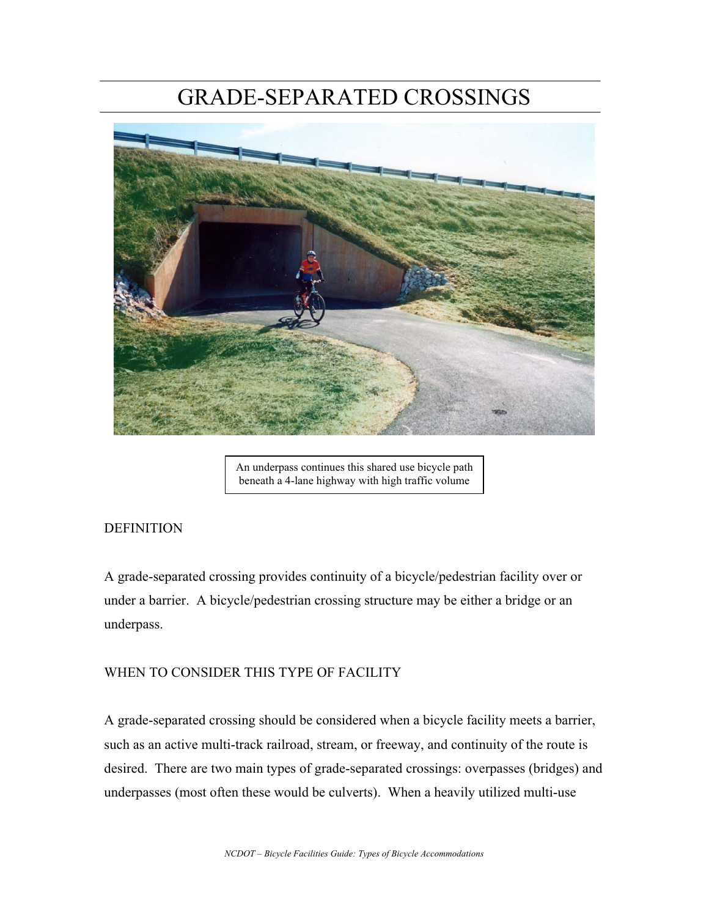# GRADE-SEPARATED CROSSINGS

An underpass continues this shared use bicycle path beneath a 4-lane highway with high traffic volume

## DEFINITION

A grade-separated crossing provides continuity of a bicycle/pedestrian facility over or under a barrier. A bicycle/pedestrian crossing structure may be either a bridge or an underpass.

## WHEN TO CONSIDER THIS TYPE OF FACILITY

A grade-separated crossing should be considered when a bicycle facility meets a barrier, such as an active multi-track railroad, stream, or freeway, and continuity of the route is desired. There are two main types of grade-separated crossings: overpasses (bridges) and underpasses (most often these would be culverts). When a heavily utilized multi-use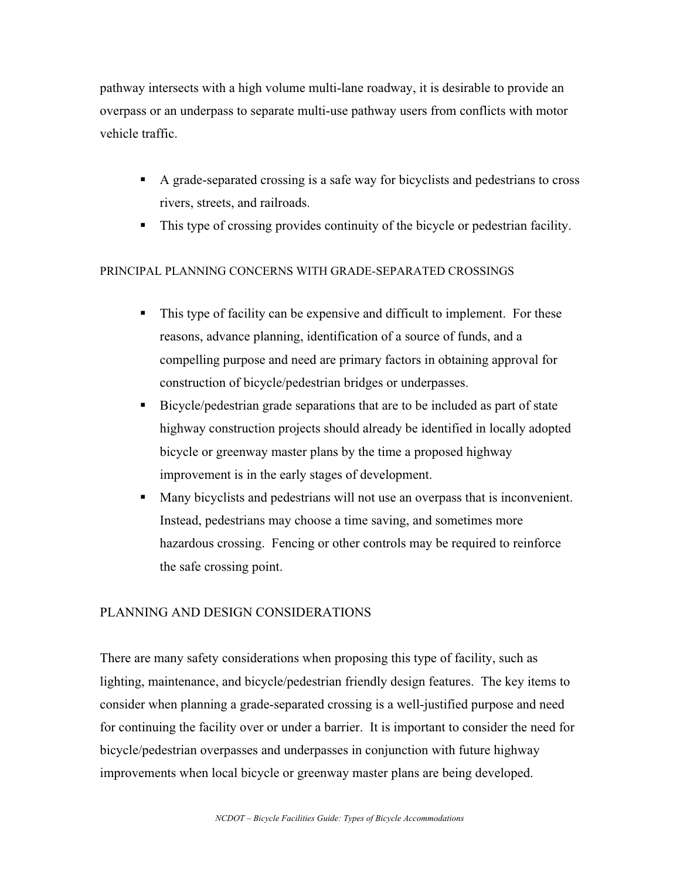pathway intersects with a high volume multi-lane roadway, it is desirable to provide an overpass or an underpass to separate multi-use pathway users from conflicts with motor vehicle traffic.

- A grade-separated crossing is a safe way for bicyclists and pedestrians to cross rivers, streets, and railroads.
- This type of crossing provides continuity of the bicycle or pedestrian facility.

PRINCIPAL PLANNING CONCERNS WITH GRADE-SEPARATED CROSSINGS

- This type of facility can be expensive and difficult to implement. For these reasons, advance planning, identification of a source of funds, and a compelling purpose and need are primary factors in obtaining approval for construction of bicycle/pedestrian bridges or underpasses.
- Bicycle/pedestrian grade separations that are to be included as part of state highway construction projects should already be identified in locally adopted bicycle or greenway master plans by the time a proposed highway improvement is in the early stages of development.
- Many bicyclists and pedestrians will not use an overpass that is inconvenient. Instead, pedestrians may choose a time saving, and sometimes more hazardous crossing. Fencing or other controls may be required to reinforce the safe crossing point.

## PLANNING AND DESIGN CONSIDERATIONS

There are many safety considerations when proposing this type of facility, such as lighting, maintenance, and bicycle/pedestrian friendly design features. The key items to consider when planning a grade-separated crossing is a well-justified purpose and need for continuing the facility over or under a barrier. It is important to consider the need for bicycle/pedestrian overpasses and underpasses in conjunction with future highway improvements when local bicycle or greenway master plans are being developed.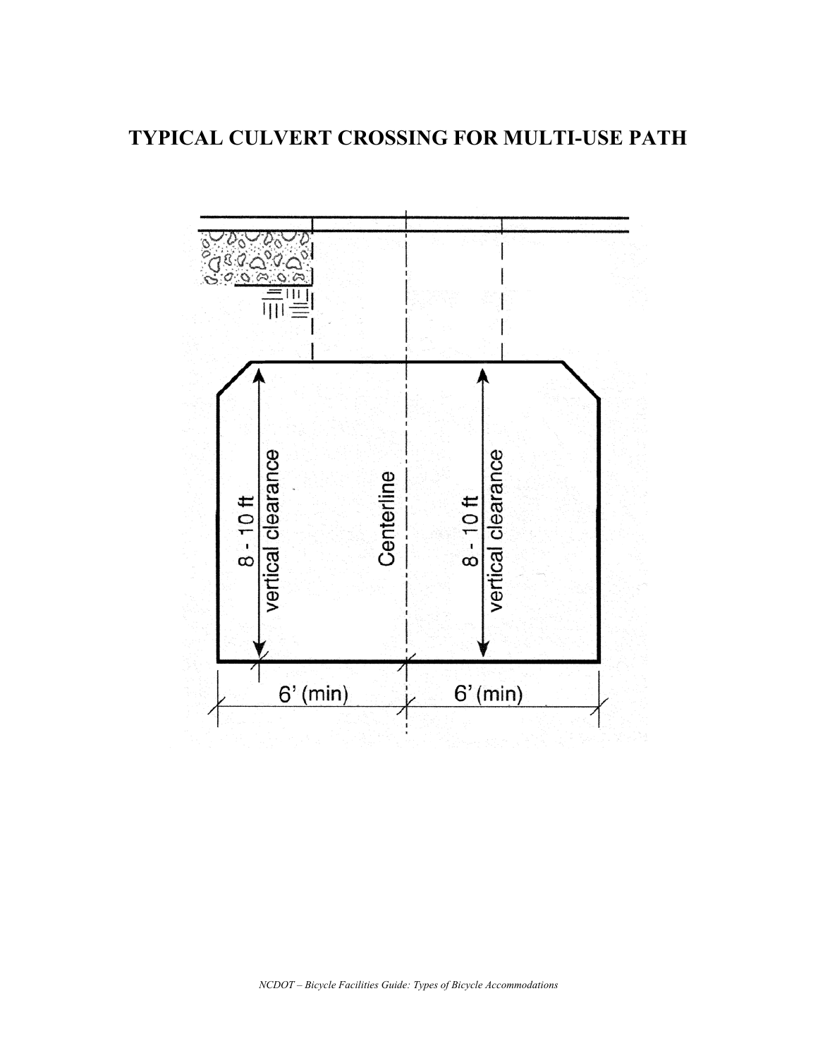# TYPICAL CULVERT CROSSING FOR MULTI-USE PATH

8 - 10 ft
vertical clearance

Centerline

8 - 10 ft
vertical clearance

6' (min)

6' (min)